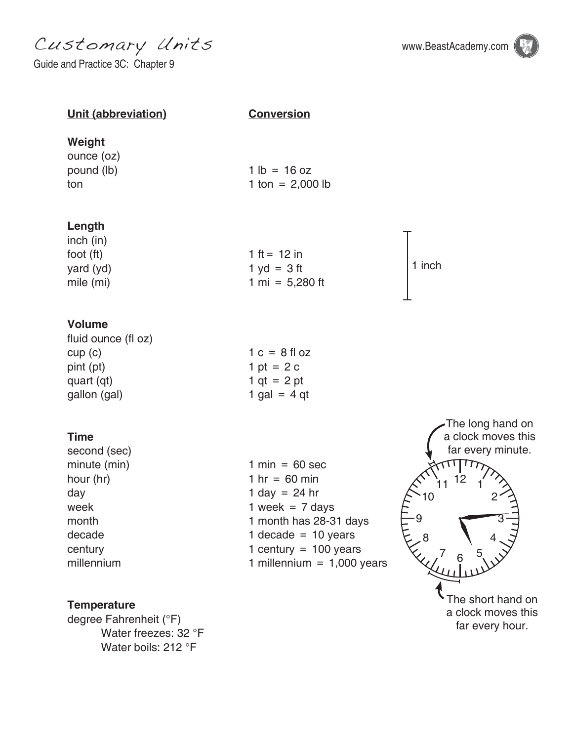# Customary Units

Guide and Practice 3C: Chapter 9

| Unit (abbreviation) | Conversion |
|---|---|
| **Weight** | |
| ounce (oz) | |
| pound (lb) | 1 lb = 16 oz |
| ton | 1 ton = 2,000 lb |
| **Length** | |
| inch (in) | |
| foot (ft) | 1 ft = 12 in |
| yard (yd) | 1 yd = 3 ft |
| mile (mi) | 1 mi = 5,280 ft |
| **Volume** | |
| fluid ounce (fl oz) | |
| cup (c) | 1 c = 8 fl oz |
| pint (pt) | 1 pt = 2 c |
| quart (qt) | 1 qt = 2 pt |
| gallon (gal) | 1 gal = 4 qt |
| **Time** | |
| second (sec) | |
| minute (min) | 1 min = 60 sec |
| hour (hr) | 1 hr = 60 min |
| day | 1 day = 24 hr |
| week | 1 week = 7 days |
| month | 1 month has 28-31 days |
| decade | 1 decade = 10 years |
| century | 1 century = 100 years |
| millennium | 1 millennium = 1,000 years |

1 inch

The long hand on a clock moves this far every minute.

The short hand on a clock moves this far every hour.

**Temperature**

degree Fahrenheit (°F)

Water freezes: 32 °F

Water boils: 212 °F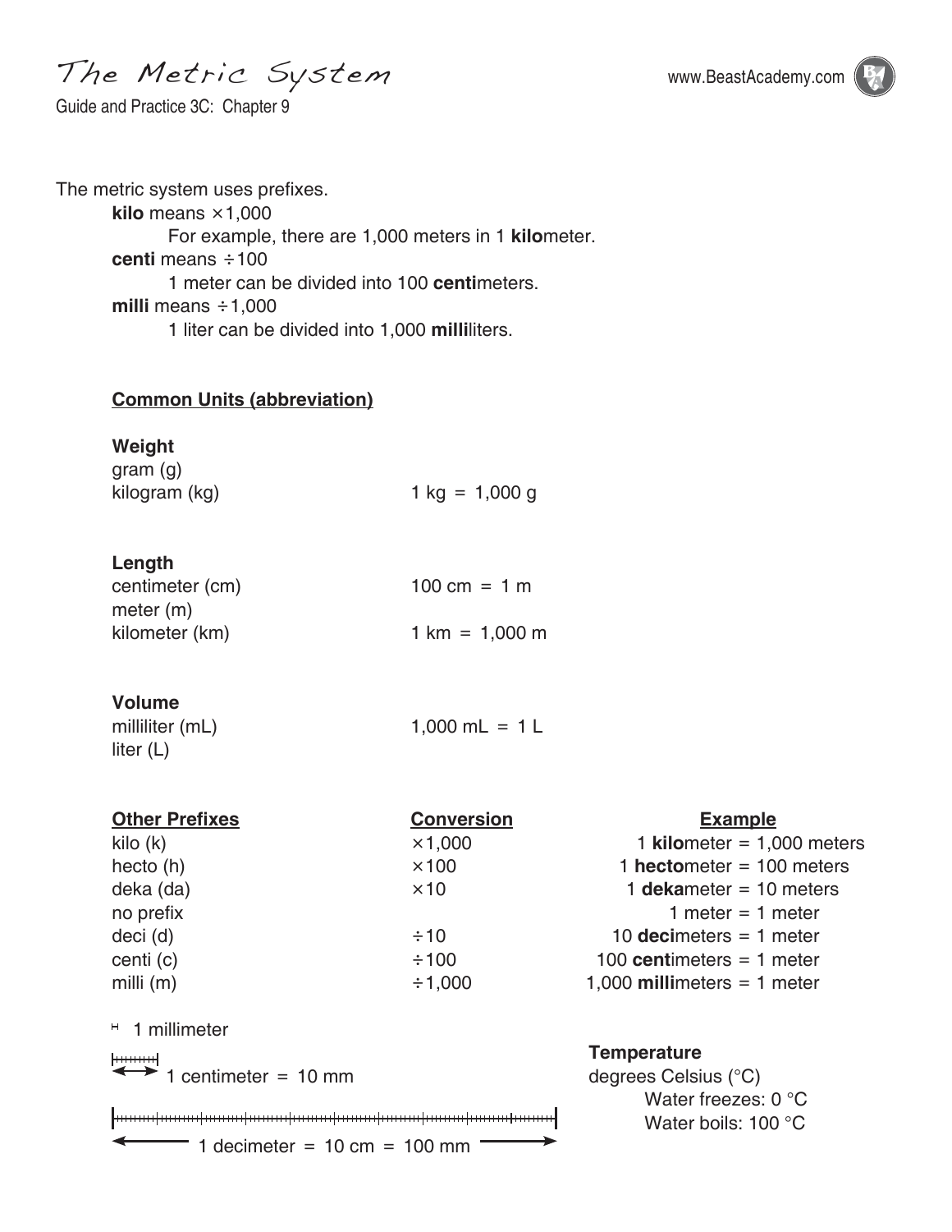# The Metric System

Guide and Practice 3C: Chapter 9

The metric system uses prefixes.

**kilo** means ×1,000

For example, there are 1,000 meters in 1 **kilo**meter.

**centi** means ÷100

1 meter can be divided into 100 **centi**meters.

**milli** means ÷1,000

1 liter can be divided into 1,000 **milli**liters.

**Common Units (abbreviation)**

**Weight**

gram (g)

kilogram (kg) — 1 kg = 1,000 g

**Length**

centimeter (cm) — 100 cm = 1 m

meter (m)

kilometer (km) — 1 km = 1,000 m

**Volume**

milliliter (mL) — 1,000 mL = 1 L

liter (L)

| Other Prefixes | Conversion | Example |
|---|---|---|
| kilo (k) | ×1,000 | 1 **kilo**meter = 1,000 meters |
| hecto (h) | ×100 | 1 **hecto**meter = 100 meters |
| deka (da) | ×10 | 1 **deka**meter = 10 meters |
| no prefix | | 1 meter = 1 meter |
| deci (d) | ÷10 | 10 **deci**meters = 1 meter |
| centi (c) | ÷100 | 100 **centi**meters = 1 meter |
| milli (m) | ÷1,000 | 1,000 **milli**meters = 1 meter |

1 millimeter

1 centimeter = 10 mm

1 decimeter = 10 cm = 100 mm

**Temperature**

degrees Celsius (°C)

Water freezes: 0 °C

Water boils: 100 °C